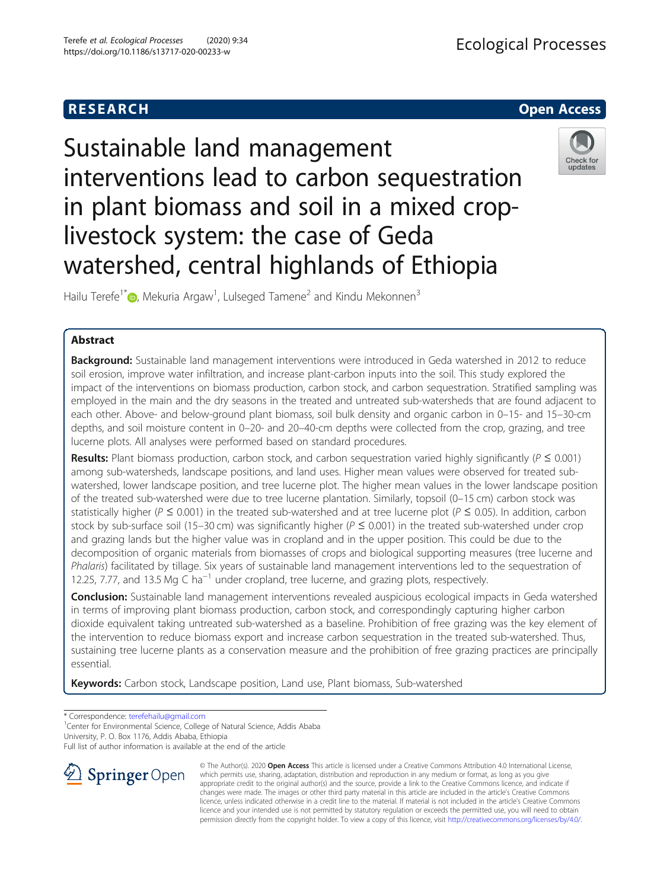RESEARCH **Open Access**

# Sustainable land management interventions lead to carbon sequestration in plant biomass and soil in a mixed crop-livestock system: the case of Geda watershed, central highlands of Ethiopia

Hailu Terefe[1*], Mekuria Argaw[1], Lulseged Tamene[2] and Kindu Mekonnen[3]

## Abstract

**Background:** Sustainable land management interventions were introduced in Geda watershed in 2012 to reduce soil erosion, improve water infiltration, and increase plant-carbon inputs into the soil. This study explored the impact of the interventions on biomass production, carbon stock, and carbon sequestration. Stratified sampling was employed in the main and the dry seasons in the treated and untreated sub-watersheds that are found adjacent to each other. Above- and below-ground plant biomass, soil bulk density and organic carbon in 0–15- and 15–30-cm depths, and soil moisture content in 0–20- and 20–40-cm depths were collected from the crop, grazing, and tree lucerne plots. All analyses were performed based on standard procedures.

**Results:** Plant biomass production, carbon stock, and carbon sequestration varied highly significantly ($P \le 0.001$) among sub-watersheds, landscape positions, and land uses. Higher mean values were observed for treated sub-watershed, lower landscape position, and tree lucerne plot. The higher mean values in the lower landscape position of the treated sub-watershed were due to tree lucerne plantation. Similarly, topsoil (0–15 cm) carbon stock was statistically higher ($P \le 0.001$) in the treated sub-watershed and at tree lucerne plot ($P \le 0.05$). In addition, carbon stock by sub-surface soil (15–30 cm) was significantly higher ($P \le 0.001$) in the treated sub-watershed under crop and grazing lands but the higher value was in cropland and in the upper position. This could be due to the decomposition of organic materials from biomasses of crops and biological supporting measures (tree lucerne and *Phalaris*) facilitated by tillage. Six years of sustainable land management interventions led to the sequestration of 12.25, 7.77, and 13.5 Mg C $ha^{-1}$ under cropland, tree lucerne, and grazing plots, respectively.

**Conclusion:** Sustainable land management interventions revealed auspicious ecological impacts in Geda watershed in terms of improving plant biomass production, carbon stock, and correspondingly capturing higher carbon dioxide equivalent taking untreated sub-watershed as a baseline. Prohibition of free grazing was the key element of the intervention to reduce biomass export and increase carbon sequestration in the treated sub-watershed. Thus, sustaining tree lucerne plants as a conservation measure and the prohibition of free grazing practices are principally essential.

**Keywords:** Carbon stock, Landscape position, Land use, Plant biomass, Sub-watershed

---

* Correspondence: terefehailu@gmail.com
[1]Center for Environmental Science, College of Natural Science, Addis Ababa University, P. O. Box 1176, Addis Ababa, Ethiopia
Full list of author information is available at the end of the article

© The Author(s). 2020 **Open Access** This article is licensed under a Creative Commons Attribution 4.0 International License, which permits use, sharing, adaptation, distribution and reproduction in any medium or format, as long as you give appropriate credit to the original author(s) and the source, provide a link to the Creative Commons licence, and indicate if changes were made. The images or other third party material in this article are included in the article's Creative Commons licence, unless indicated otherwise in a credit line to the material. If material is not included in the article's Creative Commons licence and your intended use is not permitted by statutory regulation or exceeds the permitted use, you will need to obtain permission directly from the copyright holder. To view a copy of this licence, visit http://creativecommons.org/licenses/by/4.0/.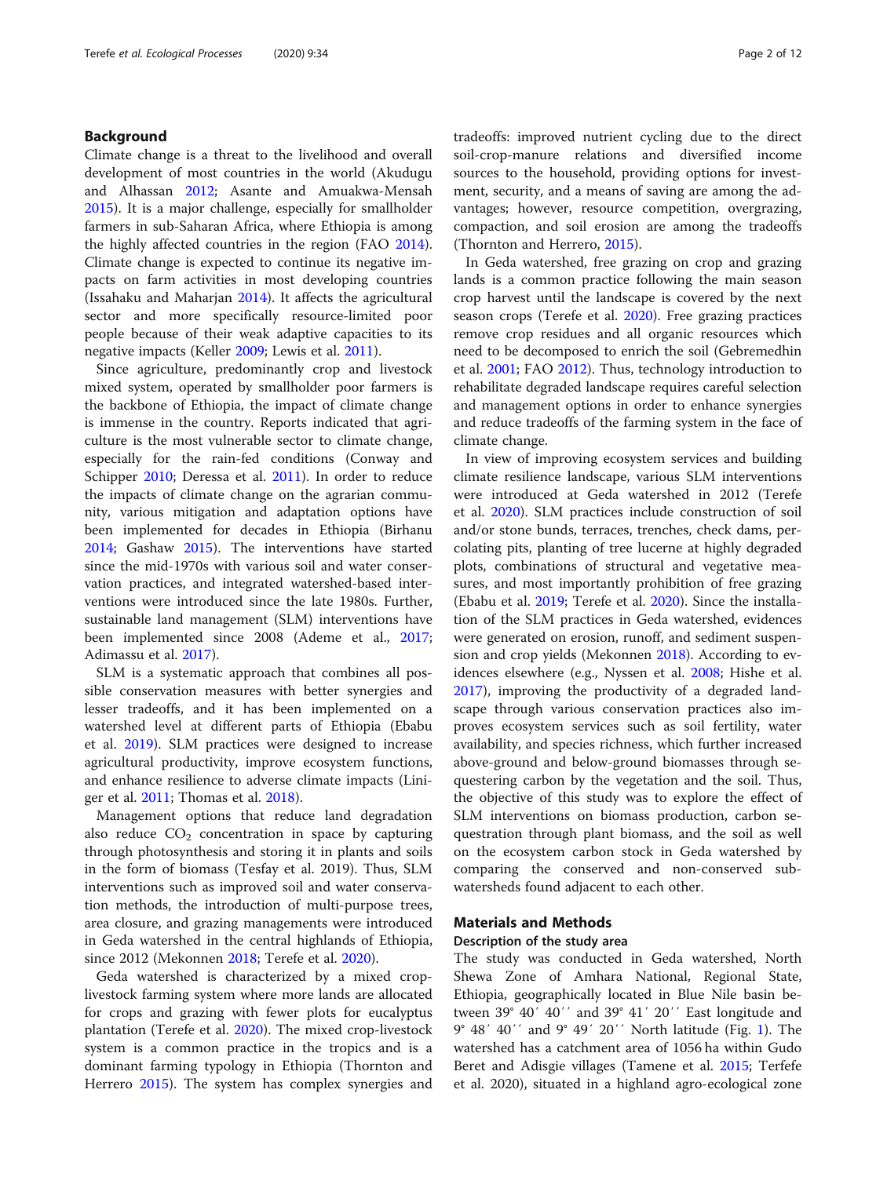## Background

Climate change is a threat to the livelihood and overall development of most countries in the world (Akudugu and Alhassan 2012; Asante and Amuakwa-Mensah 2015). It is a major challenge, especially for smallholder farmers in sub-Saharan Africa, where Ethiopia is among the highly affected countries in the region (FAO 2014). Climate change is expected to continue its negative impacts on farm activities in most developing countries (Issahaku and Maharjan 2014). It affects the agricultural sector and more specifically resource-limited poor people because of their weak adaptive capacities to its negative impacts (Keller 2009; Lewis et al. 2011).

Since agriculture, predominantly crop and livestock mixed system, operated by smallholder poor farmers is the backbone of Ethiopia, the impact of climate change is immense in the country. Reports indicated that agriculture is the most vulnerable sector to climate change, especially for the rain-fed conditions (Conway and Schipper 2010; Deressa et al. 2011). In order to reduce the impacts of climate change on the agrarian community, various mitigation and adaptation options have been implemented for decades in Ethiopia (Birhanu 2014; Gashaw 2015). The interventions have started since the mid-1970s with various soil and water conservation practices, and integrated watershed-based interventions were introduced since the late 1980s. Further, sustainable land management (SLM) interventions have been implemented since 2008 (Ademe et al., 2017; Adimassu et al. 2017).

SLM is a systematic approach that combines all possible conservation measures with better synergies and lesser tradeoffs, and it has been implemented on a watershed level at different parts of Ethiopia (Ebabu et al. 2019). SLM practices were designed to increase agricultural productivity, improve ecosystem functions, and enhance resilience to adverse climate impacts (Liniger et al. 2011; Thomas et al. 2018).

Management options that reduce land degradation also reduce $CO_2$ concentration in space by capturing through photosynthesis and storing it in plants and soils in the form of biomass (Tesfay et al. 2019). Thus, SLM interventions such as improved soil and water conservation methods, the introduction of multi-purpose trees, area closure, and grazing managements were introduced in Geda watershed in the central highlands of Ethiopia, since 2012 (Mekonnen 2018; Terefe et al. 2020).

Geda watershed is characterized by a mixed crop-livestock farming system where more lands are allocated for crops and grazing with fewer plots for eucalyptus plantation (Terefe et al. 2020). The mixed crop-livestock system is a common practice in the tropics and is a dominant farming typology in Ethiopia (Thornton and Herrero 2015). The system has complex synergies and tradeoffs: improved nutrient cycling due to the direct soil-crop-manure relations and diversified income sources to the household, providing options for investment, security, and a means of saving are among the advantages; however, resource competition, overgrazing, compaction, and soil erosion are among the tradeoffs (Thornton and Herrero, 2015).

In Geda watershed, free grazing on crop and grazing lands is a common practice following the main season crop harvest until the landscape is covered by the next season crops (Terefe et al. 2020). Free grazing practices remove crop residues and all organic resources which need to be decomposed to enrich the soil (Gebremedhin et al. 2001; FAO 2012). Thus, technology introduction to rehabilitate degraded landscape requires careful selection and management options in order to enhance synergies and reduce tradeoffs of the farming system in the face of climate change.

In view of improving ecosystem services and building climate resilience landscape, various SLM interventions were introduced at Geda watershed in 2012 (Terefe et al. 2020). SLM practices include construction of soil and/or stone bunds, terraces, trenches, check dams, percolating pits, planting of tree lucerne at highly degraded plots, combinations of structural and vegetative measures, and most importantly prohibition of free grazing (Ebabu et al. 2019; Terefe et al. 2020). Since the installation of the SLM practices in Geda watershed, evidences were generated on erosion, runoff, and sediment suspension and crop yields (Mekonnen 2018). According to evidences elsewhere (e.g., Nyssen et al. 2008; Hishe et al. 2017), improving the productivity of a degraded landscape through various conservation practices also improves ecosystem services such as soil fertility, water availability, and species richness, which further increased above-ground and below-ground biomasses through sequestering carbon by the vegetation and the soil. Thus, the objective of this study was to explore the effect of SLM interventions on biomass production, carbon sequestration through plant biomass, and the soil as well on the ecosystem carbon stock in Geda watershed by comparing the conserved and non-conserved sub-watersheds found adjacent to each other.

## Materials and Methods

### Description of the study area

The study was conducted in Geda watershed, North Shewa Zone of Amhara National, Regional State, Ethiopia, geographically located in Blue Nile basin between 39° 40′ 40′′ and 39° 41′ 20′′ East longitude and 9° 48′ 40′′ and 9° 49′ 20′′ North latitude (Fig. 1). The watershed has a catchment area of 1056 ha within Gudo Beret and Adisgie villages (Tamene et al. 2015; Terfefe et al. 2020), situated in a highland agro-ecological zone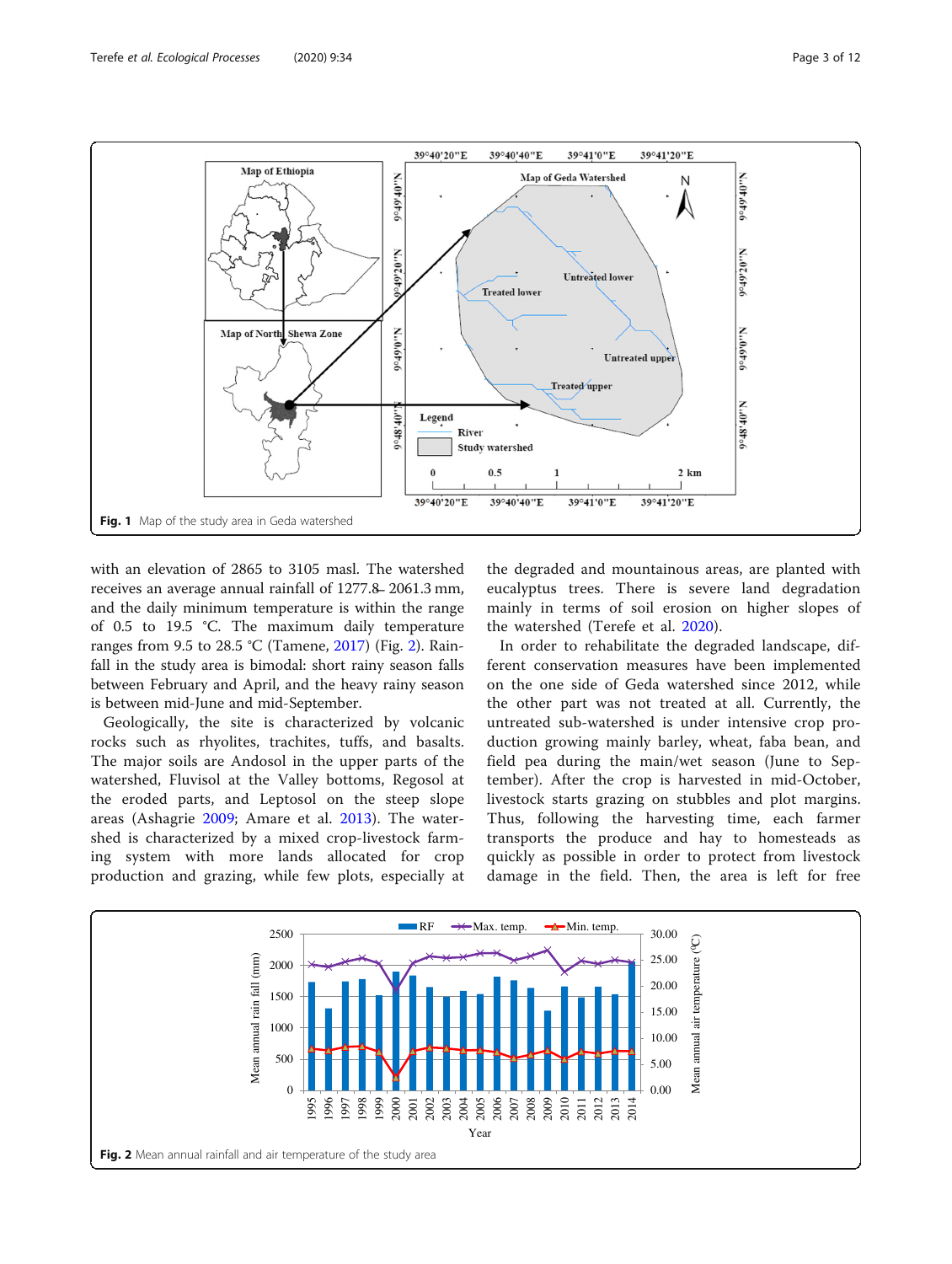Fig. 1 Map of the study area in Geda watershed

with an elevation of 2865 to 3105 masl. The watershed receives an average annual rainfall of 1277.8– 2061.3 mm, and the daily minimum temperature is within the range of 0.5 to 19.5 °C. The maximum daily temperature ranges from 9.5 to 28.5 °C (Tamene, 2017) (Fig. 2). Rainfall in the study area is bimodal: short rainy season falls between February and April, and the heavy rainy season is between mid-June and mid-September.

Geologically, the site is characterized by volcanic rocks such as rhyolites, trachites, tuffs, and basalts. The major soils are Andosol in the upper parts of the watershed, Fluvisol at the Valley bottoms, Regosol at the eroded parts, and Leptosol on the steep slope areas (Ashagrie 2009; Amare et al. 2013). The watershed is characterized by a mixed crop-livestock farming system with more lands allocated for crop production and grazing, while few plots, especially at the degraded and mountainous areas, are planted with eucalyptus trees. There is severe land degradation mainly in terms of soil erosion on higher slopes of the watershed (Terefe et al. 2020).

In order to rehabilitate the degraded landscape, different conservation measures have been implemented on the one side of Geda watershed since 2012, while the other part was not treated at all. Currently, the untreated sub-watershed is under intensive crop production growing mainly barley, wheat, faba bean, and field pea during the main/wet season (June to September). After the crop is harvested in mid-October, livestock starts grazing on stubbles and plot margins. Thus, following the harvesting time, each farmer transports the produce and hay to homesteads as quickly as possible in order to protect from livestock damage in the field. Then, the area is left for free

Fig. 2 Mean annual rainfall and air temperature of the study area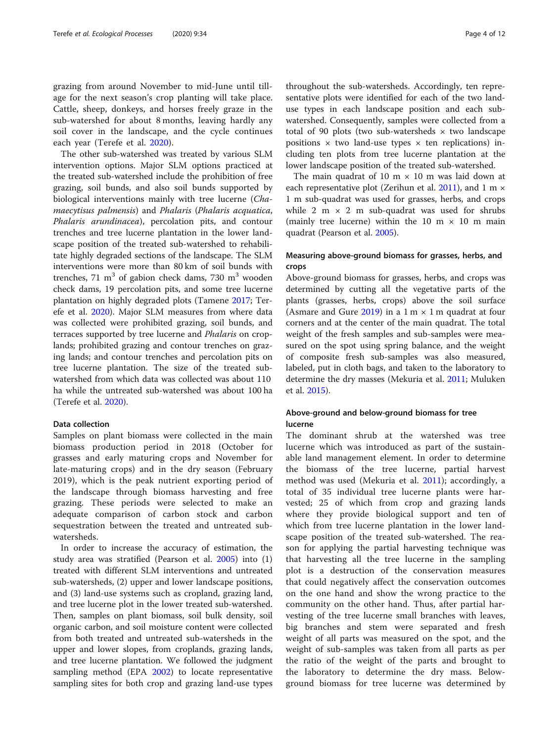grazing from around November to mid-June until tillage for the next season's crop planting will take place. Cattle, sheep, donkeys, and horses freely graze in the sub-watershed for about 8 months, leaving hardly any soil cover in the landscape, and the cycle continues each year (Terefe et al. 2020).

The other sub-watershed was treated by various SLM intervention options. Major SLM options practiced at the treated sub-watershed include the prohibition of free grazing, soil bunds, and also soil bunds supported by biological interventions mainly with tree lucerne (*Chamaecytisus palmensis*) and *Phalaris* (*Phalaris acquatica*, *Phalaris arundinacea*), percolation pits, and contour trenches and tree lucerne plantation in the lower landscape position of the treated sub-watershed to rehabilitate highly degraded sections of the landscape. The SLM interventions were more than 80 km of soil bunds with trenches, 71 $m^3$ of gabion check dams, 730 $m^3$ wooden check dams, 19 percolation pits, and some tree lucerne plantation on highly degraded plots (Tamene 2017; Terefe et al. 2020). Major SLM measures from where data was collected were prohibited grazing, soil bunds, and terraces supported by tree lucerne and *Phalaris* on croplands; prohibited grazing and contour trenches on grazing lands; and contour trenches and percolation pits on tree lucerne plantation. The size of the treated sub-watershed from which data was collected was about 110 ha while the untreated sub-watershed was about 100 ha (Terefe et al. 2020).

### Data collection

Samples on plant biomass were collected in the main biomass production period in 2018 (October for grasses and early maturing crops and November for late-maturing crops) and in the dry season (February 2019), which is the peak nutrient exporting period of the landscape through biomass harvesting and free grazing. These periods were selected to make an adequate comparison of carbon stock and carbon sequestration between the treated and untreated sub-watersheds.

In order to increase the accuracy of estimation, the study area was stratified (Pearson et al. 2005) into (1) treated with different SLM interventions and untreated sub-watersheds, (2) upper and lower landscape positions, and (3) land-use systems such as cropland, grazing land, and tree lucerne plot in the lower treated sub-watershed. Then, samples on plant biomass, soil bulk density, soil organic carbon, and soil moisture content were collected from both treated and untreated sub-watersheds in the upper and lower slopes, from croplands, grazing lands, and tree lucerne plantation. We followed the judgment sampling method (EPA 2002) to locate representative sampling sites for both crop and grazing land-use types throughout the sub-watersheds. Accordingly, ten representative plots were identified for each of the two land-use types in each landscape position and each sub-watershed. Consequently, samples were collected from a total of 90 plots (two sub-watersheds × two landscape positions × two land-use types × ten replications) including ten plots from tree lucerne plantation at the lower landscape position of the treated sub-watershed.

The main quadrat of 10 m × 10 m was laid down at each representative plot (Zerihun et al. 2011), and 1 m × 1 m sub-quadrat was used for grasses, herbs, and crops while 2 m × 2 m sub-quadrat was used for shrubs (mainly tree lucerne) within the 10 m × 10 m main quadrat (Pearson et al. 2005).

### Measuring above-ground biomass for grasses, herbs, and crops

Above-ground biomass for grasses, herbs, and crops was determined by cutting all the vegetative parts of the plants (grasses, herbs, crops) above the soil surface (Asmare and Gure 2019) in a 1 m × 1 m quadrat at four corners and at the center of the main quadrat. The total weight of the fresh samples and sub-samples were measured on the spot using spring balance, and the weight of composite fresh sub-samples was also measured, labeled, put in cloth bags, and taken to the laboratory to determine the dry masses (Mekuria et al. 2011; Muluken et al. 2015).

### Above-ground and below-ground biomass for tree lucerne

The dominant shrub at the watershed was tree lucerne which was introduced as part of the sustainable land management element. In order to determine the biomass of the tree lucerne, partial harvest method was used (Mekuria et al. 2011); accordingly, a total of 35 individual tree lucerne plants were harvested; 25 of which from crop and grazing lands where they provide biological support and ten of which from tree lucerne plantation in the lower landscape position of the treated sub-watershed. The reason for applying the partial harvesting technique was that harvesting all the tree lucerne in the sampling plot is a destruction of the conservation measures that could negatively affect the conservation outcomes on the one hand and show the wrong practice to the community on the other hand. Thus, after partial harvesting of the tree lucerne small branches with leaves, big branches and stem were separated and fresh weight of all parts was measured on the spot, and the weight of sub-samples was taken from all parts as per the ratio of the weight of the parts and brought to the laboratory to determine the dry mass. Below-ground biomass for tree lucerne was determined by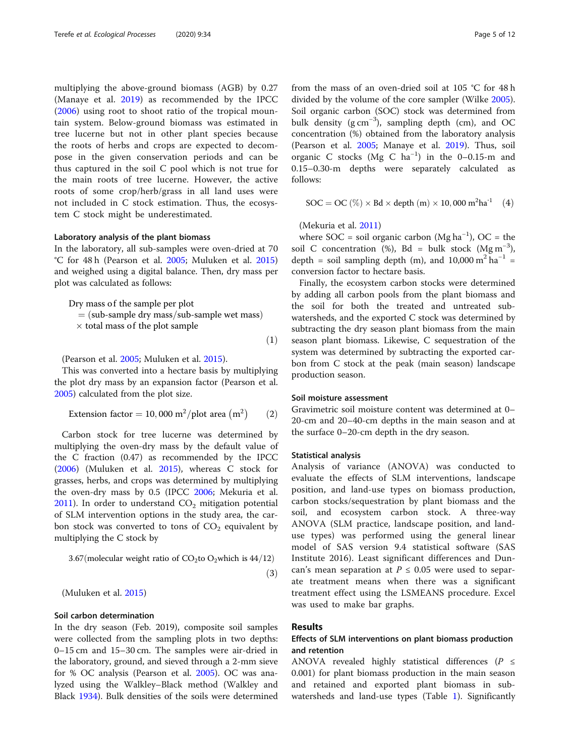multiplying the above-ground biomass (AGB) by 0.27 (Manaye et al. 2019) as recommended by the IPCC (2006) using root to shoot ratio of the tropical mountain system. Below-ground biomass was estimated in tree lucerne but not in other plant species because the roots of herbs and crops are expected to decompose in the given conservation periods and can be thus captured in the soil C pool which is not true for the main roots of tree lucerne. However, the active roots of some crop/herb/grass in all land uses were not included in C stock estimation. Thus, the ecosystem C stock might be underestimated.

#### Laboratory analysis of the plant biomass

In the laboratory, all sub-samples were oven-dried at 70 °C for 48 h (Pearson et al. 2005; Muluken et al. 2015) and weighed using a digital balance. Then, dry mass per plot was calculated as follows:

$$\text{Dry mass of the sample per plot} = (\text{sub-sample dry mass}/\text{sub-sample wet mass}) \times \text{total mass of the plot sample} \quad (1)$$

(Pearson et al. 2005; Muluken et al. 2015).

This was converted into a hectare basis by multiplying the plot dry mass by an expansion factor (Pearson et al. 2005) calculated from the plot size.

$$\text{Extension factor} = 10,000\ \text{m}^2/\text{plot area}\ (\text{m}^2) \quad (2)$$

Carbon stock for tree lucerne was determined by multiplying the oven-dry mass by the default value of the C fraction (0.47) as recommended by the IPCC (2006) (Muluken et al. 2015), whereas C stock for grasses, herbs, and crops was determined by multiplying the oven-dry mass by 0.5 (IPCC 2006; Mekuria et al. 2011). In order to understand $CO_2$ mitigation potential of SLM intervention options in the study area, the carbon stock was converted to tons of $CO_2$ equivalent by multiplying the C stock by

$$3.67(\text{molecular weight ratio of } CO_2 \text{ to } O_2 \text{ which is } 44/12) \quad (3)$$

(Muluken et al. 2015)

#### Soil carbon determination

In the dry season (Feb. 2019), composite soil samples were collected from the sampling plots in two depths: 0–15 cm and 15–30 cm. The samples were air-dried in the laboratory, ground, and sieved through a 2-mm sieve for % OC analysis (Pearson et al. 2005). OC was analyzed using the Walkley–Black method (Walkley and Black 1934). Bulk densities of the soils were determined from the mass of an oven-dried soil at 105 °C for 48 h divided by the volume of the core sampler (Wilke 2005). Soil organic carbon (SOC) stock was determined from bulk density (g $\text{cm}^{-3}$), sampling depth (cm), and OC concentration (%) obtained from the laboratory analysis (Pearson et al. 2005; Manaye et al. 2019). Thus, soil organic C stocks (Mg C $\text{ha}^{-1}$) in the 0–0.15-m and 0.15–0.30-m depths were separately calculated as follows:

$$\text{SOC} = \text{OC}\ (\%) \times \text{Bd} \times \text{depth}\ (\text{m}) \times 10,000\ \text{m}^2\text{ha}^{-1} \quad (4)$$

(Mekuria et al. 2011)

where SOC = soil organic carbon (Mg $\text{ha}^{-1}$), OC = the soil C concentration (%), Bd = bulk stock (Mg $\text{m}^{-3}$), depth = soil sampling depth (m), and 10,000 $\text{m}^2\ \text{ha}^{-1}$ = conversion factor to hectare basis.

Finally, the ecosystem carbon stocks were determined by adding all carbon pools from the plant biomass and the soil for both the treated and untreated sub-watersheds, and the exported C stock was determined by subtracting the dry season plant biomass from the main season plant biomass. Likewise, C sequestration of the system was determined by subtracting the exported carbon from C stock at the peak (main season) landscape production season.

#### Soil moisture assessment

Gravimetric soil moisture content was determined at 0–20-cm and 20–40-cm depths in the main season and at the surface 0–20-cm depth in the dry season.

#### Statistical analysis

Analysis of variance (ANOVA) was conducted to evaluate the effects of SLM interventions, landscape position, and land-use types on biomass production, carbon stocks/sequestration by plant biomass and the soil, and ecosystem carbon stock. A three-way ANOVA (SLM practice, landscape position, and land-use types) was performed using the general linear model of SAS version 9.4 statistical software (SAS Institute 2016). Least significant differences and Duncan's mean separation at $P \leq 0.05$ were used to separate treatment means when there was a significant treatment effect using the LSMEANS procedure. Excel was used to make bar graphs.

## Results

### Effects of SLM interventions on plant biomass production and retention

ANOVA revealed highly statistical differences ($P \leq 0.001$) for plant biomass production in the main season and retained and exported plant biomass in sub-watersheds and land-use types (Table 1). Significantly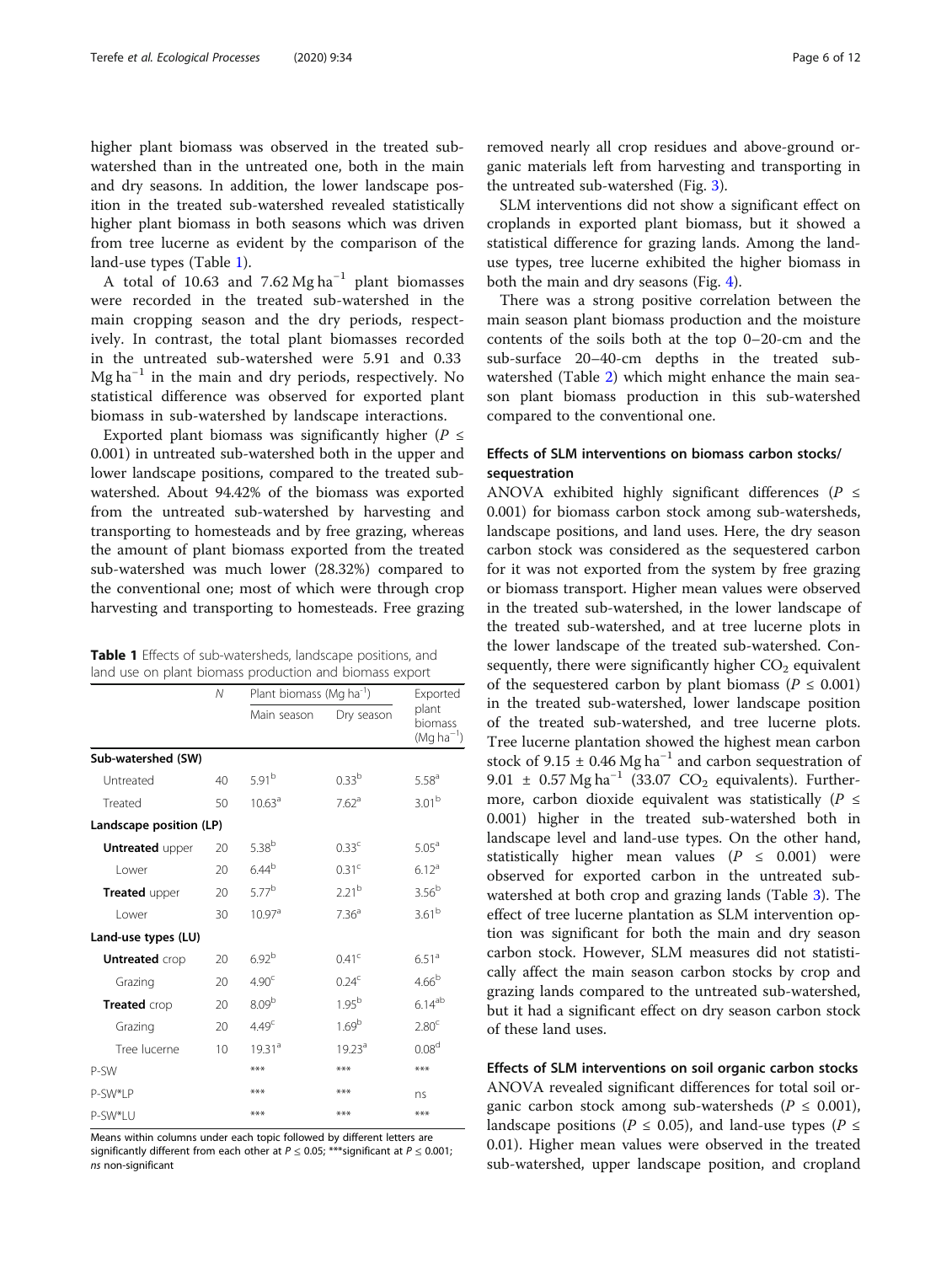higher plant biomass was observed in the treated sub-watershed than in the untreated one, both in the main and dry seasons. In addition, the lower landscape position in the treated sub-watershed revealed statistically higher plant biomass in both seasons which was driven from tree lucerne as evident by the comparison of the land-use types (Table 1).

A total of 10.63 and 7.62 Mg $ha^{-1}$ plant biomasses were recorded in the treated sub-watershed in the main cropping season and the dry periods, respectively. In contrast, the total plant biomasses recorded in the untreated sub-watershed were 5.91 and 0.33 Mg $ha^{-1}$ in the main and dry periods, respectively. No statistical difference was observed for exported plant biomass in sub-watershed by landscape interactions.

Exported plant biomass was significantly higher ($P \leq 0.001$) in untreated sub-watershed both in the upper and lower landscape positions, compared to the treated sub-watershed. About 94.42% of the biomass was exported from the untreated sub-watershed by harvesting and transporting to homesteads and by free grazing, whereas the amount of plant biomass exported from the treated sub-watershed was much lower (28.32%) compared to the conventional one; most of which were through crop harvesting and transporting to homesteads. Free grazing removed nearly all crop residues and above-ground organic materials left from harvesting and transporting in the untreated sub-watershed (Fig. 3).

**Table 1** Effects of sub-watersheds, landscape positions, and land use on plant biomass production and biomass export

| | N | Plant biomass (Mg $ha^{-1}$) | | Exported plant biomass (Mg $ha^{-1}$) |
|---|---|---|---|---|
| | | Main season | Dry season | |
| **Sub-watershed (SW)** | | | | |
| Untreated | 40 | $5.91^{b}$ | $0.33^{b}$ | $5.58^{a}$ |
| Treated | 50 | $10.63^{a}$ | $7.62^{a}$ | $3.01^{b}$ |
| **Landscape position (LP)** | | | | |
| **Untreated** upper | 20 | $5.38^{b}$ | $0.33^{c}$ | $5.05^{a}$ |
| Lower | 20 | $6.44^{b}$ | $0.31^{c}$ | $6.12^{a}$ |
| **Treated** upper | 20 | $5.77^{b}$ | $2.21^{b}$ | $3.56^{b}$ |
| Lower | 30 | $10.97^{a}$ | $7.36^{a}$ | $3.61^{b}$ |
| **Land-use types (LU)** | | | | |
| **Untreated** crop | 20 | $6.92^{b}$ | $0.41^{c}$ | $6.51^{a}$ |
| Grazing | 20 | $4.90^{c}$ | $0.24^{c}$ | $4.66^{b}$ |
| **Treated** crop | 20 | $8.09^{b}$ | $1.95^{b}$ | $6.14^{ab}$ |
| Grazing | 20 | $4.49^{c}$ | $1.69^{b}$ | $2.80^{c}$ |
| Tree lucerne | 10 | $19.31^{a}$ | $19.23^{a}$ | $0.08^{d}$ |
| P-SW | | *** | *** | *** |
| P-SW*LP | | *** | *** | ns |
| P-SW*LU | | *** | *** | *** |

Means within columns under each topic followed by different letters are significantly different from each other at $P \leq 0.05$; ***significant at $P \leq 0.001$; *ns* non-significant

SLM interventions did not show a significant effect on croplands in exported plant biomass, but it showed a statistical difference for grazing lands. Among the land-use types, tree lucerne exhibited the higher biomass in both the main and dry seasons (Fig. 4).

There was a strong positive correlation between the main season plant biomass production and the moisture contents of the soils both at the top 0–20-cm and the sub-surface 20–40-cm depths in the treated sub-watershed (Table 2) which might enhance the main season plant biomass production in this sub-watershed compared to the conventional one.

### Effects of SLM interventions on biomass carbon stocks/sequestration

ANOVA exhibited highly significant differences ($P \leq 0.001$) for biomass carbon stock among sub-watersheds, landscape positions, and land uses. Here, the dry season carbon stock was considered as the sequestered carbon for it was not exported from the system by free grazing or biomass transport. Higher mean values were observed in the treated sub-watershed, in the lower landscape of the treated sub-watershed, and at tree lucerne plots in the lower landscape of the treated sub-watershed. Consequently, there were significantly higher $CO_2$ equivalent of the sequestered carbon by plant biomass ($P \leq 0.001$) in the treated sub-watershed, lower landscape position of the treated sub-watershed, and tree lucerne plots. Tree lucerne plantation showed the highest mean carbon stock of 9.15 ± 0.46 Mg $ha^{-1}$ and carbon sequestration of 9.01 ± 0.57 Mg $ha^{-1}$ (33.07 $CO_2$ equivalents). Furthermore, carbon dioxide equivalent was statistically ($P \leq 0.001$) higher in the treated sub-watershed both in landscape level and land-use types. On the other hand, statistically higher mean values ($P \leq 0.001$) were observed for exported carbon in the untreated sub-watershed at both crop and grazing lands (Table 3). The effect of tree lucerne plantation as SLM intervention option was significant for both the main and dry season carbon stock. However, SLM measures did not statistically affect the main season carbon stocks by crop and grazing lands compared to the untreated sub-watershed, but it had a significant effect on dry season carbon stock of these land uses.

### Effects of SLM interventions on soil organic carbon stocks

ANOVA revealed significant differences for total soil organic carbon stock among sub-watersheds ($P \leq 0.001$), landscape positions ($P \leq 0.05$), and land-use types ($P \leq 0.01$). Higher mean values were observed in the treated sub-watershed, upper landscape position, and cropland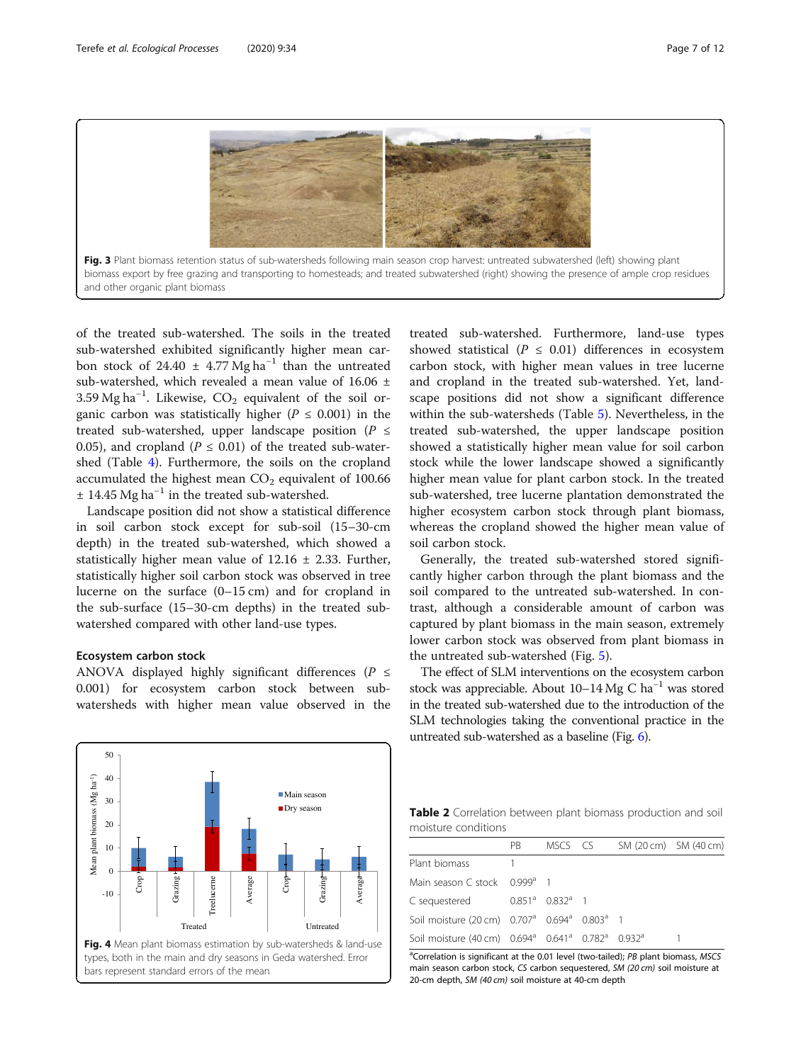Fig. 3 Plant biomass retention status of sub-watersheds following main season crop harvest: untreated subwatershed (left) showing plant biomass export by free grazing and transporting to homesteads; and treated subwatershed (right) showing the presence of ample crop residues and other organic plant biomass

of the treated sub-watershed. The soils in the treated sub-watershed exhibited significantly higher mean carbon stock of 24.40 ± 4.77 Mg ha$^{-1}$ than the untreated sub-watershed, which revealed a mean value of 16.06 ± 3.59 Mg ha$^{-1}$. Likewise, $CO_2$ equivalent of the soil organic carbon was statistically higher ($P \leq 0.001$) in the treated sub-watershed, upper landscape position ($P \leq 0.05$), and cropland ($P \leq 0.01$) of the treated sub-watershed (Table 4). Furthermore, the soils on the cropland accumulated the highest mean $CO_2$ equivalent of 100.66 ± 14.45 Mg ha$^{-1}$ in the treated sub-watershed.

Landscape position did not show a statistical difference in soil carbon stock except for sub-soil (15–30-cm depth) in the treated sub-watershed, which showed a statistically higher mean value of 12.16 ± 2.33. Further, statistically higher soil carbon stock was observed in tree lucerne on the surface (0–15 cm) and for cropland in the sub-surface (15–30-cm depths) in the treated sub-watershed compared with other land-use types.

### Ecosystem carbon stock

ANOVA displayed highly significant differences ($P \leq 0.001$) for ecosystem carbon stock between sub-watersheds with higher mean value observed in the treated sub-watershed. Furthermore, land-use types showed statistical ($P \leq 0.01$) differences in ecosystem carbon stock, with higher mean values in tree lucerne and cropland in the treated sub-watershed. Yet, landscape positions did not show a significant difference within the sub-watersheds (Table 5). Nevertheless, in the treated sub-watershed, the upper landscape position showed a statistically higher mean value for soil carbon stock while the lower landscape showed a significantly higher mean value for plant carbon stock. In the treated sub-watershed, tree lucerne plantation demonstrated the higher ecosystem carbon stock through plant biomass, whereas the cropland showed the higher mean value of soil carbon stock.

Generally, the treated sub-watershed stored significantly higher carbon through the plant biomass and the soil compared to the untreated sub-watershed. In contrast, although a considerable amount of carbon was captured by plant biomass in the main season, extremely lower carbon stock was observed from plant biomass in the untreated sub-watershed (Fig. 5).

The effect of SLM interventions on the ecosystem carbon stock was appreciable. About 10–14 Mg C ha$^{-1}$ was stored in the treated sub-watershed due to the introduction of the SLM technologies taking the conventional practice in the untreated sub-watershed as a baseline (Fig. 6).

Fig. 4 Mean plant biomass estimation by sub-watersheds & land-use types, both in the main and dry seasons in Geda watershed. Error bars represent standard errors of the mean

**Table 2** Correlation between plant biomass production and soil moisture conditions

| | PB | MSCS | CS | SM (20 cm) | SM (40 cm) |
|---|---|---|---|---|---|
| Plant biomass | 1 | | | | |
| Main season C stock | 0.999[a] | 1 | | | |
| C sequestered | 0.851[a] | 0.832[a] | 1 | | |
| Soil moisture (20 cm) | 0.707[a] | 0.694[a] | 0.803[a] | 1 | |
| Soil moisture (40 cm) | 0.694[a] | 0.641[a] | 0.782[a] | 0.932[a] | 1 |

[a]Correlation is significant at the 0.01 level (two-tailed); *PB* plant biomass, *MSCS* main season carbon stock, *CS* carbon sequestered, *SM (20 cm)* soil moisture at 20-cm depth, *SM (40 cm)* soil moisture at 40-cm depth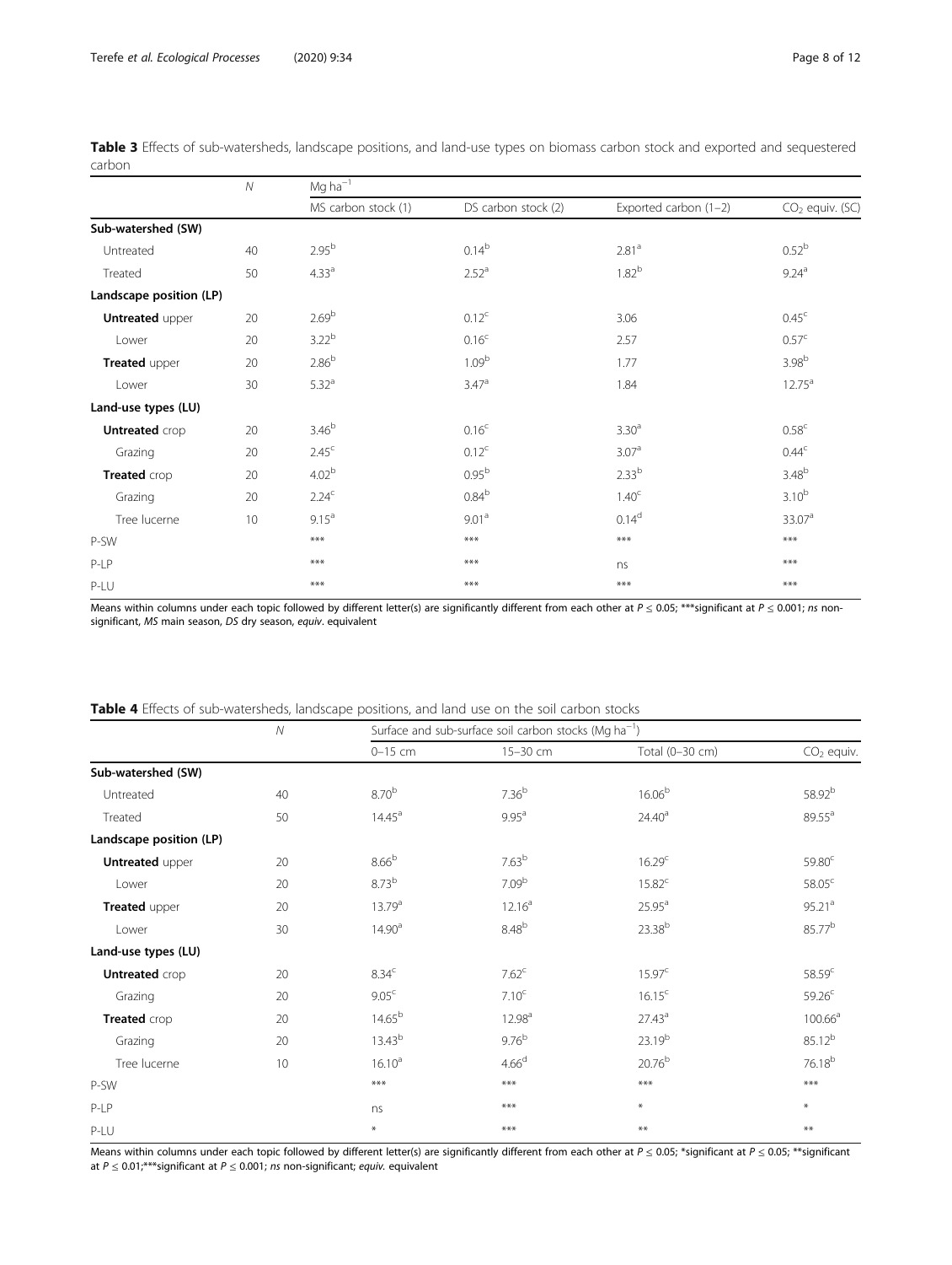**Table 3** Effects of sub-watersheds, landscape positions, and land-use types on biomass carbon stock and exported and sequestered carbon

| | $N$ | $Mg\ ha^{-1}$ | | | |
|---|---|---|---|---|---|
| | | MS carbon stock (1) | DS carbon stock (2) | Exported carbon (1–2) | $CO_2$ equiv. (SC) |
| **Sub-watershed (SW)** | | | | | |
| Untreated | 40 | $2.95^{b}$ | $0.14^{b}$ | $2.81^{a}$ | $0.52^{b}$ |
| Treated | 50 | $4.33^{a}$ | $2.52^{a}$ | $1.82^{b}$ | $9.24^{a}$ |
| **Landscape position (LP)** | | | | | |
| **Untreated** upper | 20 | $2.69^{b}$ | $0.12^{c}$ | 3.06 | $0.45^{c}$ |
| Lower | 20 | $3.22^{b}$ | $0.16^{c}$ | 2.57 | $0.57^{c}$ |
| **Treated** upper | 20 | $2.86^{b}$ | $1.09^{b}$ | 1.77 | $3.98^{b}$ |
| Lower | 30 | $5.32^{a}$ | $3.47^{a}$ | 1.84 | $12.75^{a}$ |
| **Land-use types (LU)** | | | | | |
| **Untreated** crop | 20 | $3.46^{b}$ | $0.16^{c}$ | $3.30^{a}$ | $0.58^{c}$ |
| Grazing | 20 | $2.45^{c}$ | $0.12^{c}$ | $3.07^{a}$ | $0.44^{c}$ |
| **Treated** crop | 20 | $4.02^{b}$ | $0.95^{b}$ | $2.33^{b}$ | $3.48^{b}$ |
| Grazing | 20 | $2.24^{c}$ | $0.84^{b}$ | $1.40^{c}$ | $3.10^{b}$ |
| Tree lucerne | 10 | $9.15^{a}$ | $9.01^{a}$ | $0.14^{d}$ | $33.07^{a}$ |
| P-SW | | *** | *** | *** | *** |
| P-LP | | *** | *** | ns | *** |
| P-LU | | *** | *** | *** | *** |

Means within columns under each topic followed by different letter(s) are significantly different from each other at $P \leq 0.05$; ***significant at $P \leq 0.001$; *ns* non-significant, *MS* main season, *DS* dry season, *equiv*. equivalent

**Table 4** Effects of sub-watersheds, landscape positions, and land use on the soil carbon stocks

| | $N$ | Surface and sub-surface soil carbon stocks ($Mg\ ha^{-1}$) | | | |
|---|---|---|---|---|---|
| | | 0–15 cm | 15–30 cm | Total (0–30 cm) | $CO_2$ equiv. |
| **Sub-watershed (SW)** | | | | | |
| Untreated | 40 | $8.70^{b}$ | $7.36^{b}$ | $16.06^{b}$ | $58.92^{b}$ |
| Treated | 50 | $14.45^{a}$ | $9.95^{a}$ | $24.40^{a}$ | $89.55^{a}$ |
| **Landscape position (LP)** | | | | | |
| **Untreated** upper | 20 | $8.66^{b}$ | $7.63^{b}$ | $16.29^{c}$ | $59.80^{c}$ |
| Lower | 20 | $8.73^{b}$ | $7.09^{b}$ | $15.82^{c}$ | $58.05^{c}$ |
| **Treated** upper | 20 | $13.79^{a}$ | $12.16^{a}$ | $25.95^{a}$ | $95.21^{a}$ |
| Lower | 30 | $14.90^{a}$ | $8.48^{b}$ | $23.38^{b}$ | $85.77^{b}$ |
| **Land-use types (LU)** | | | | | |
| **Untreated** crop | 20 | $8.34^{c}$ | $7.62^{c}$ | $15.97^{c}$ | $58.59^{c}$ |
| Grazing | 20 | $9.05^{c}$ | $7.10^{c}$ | $16.15^{c}$ | $59.26^{c}$ |
| **Treated** crop | 20 | $14.65^{b}$ | $12.98^{a}$ | $27.43^{a}$ | $100.66^{a}$ |
| Grazing | 20 | $13.43^{b}$ | $9.76^{b}$ | $23.19^{b}$ | $85.12^{b}$ |
| Tree lucerne | 10 | $16.10^{a}$ | $4.66^{d}$ | $20.76^{b}$ | $76.18^{b}$ |
| P-SW | | *** | *** | *** | *** |
| P-LP | | ns | *** | * | * |
| P-LU | | * | *** | ** | ** |

Means within columns under each topic followed by different letter(s) are significantly different from each other at $P \leq 0.05$; *significant at $P \leq 0.05$; **significant at $P \leq 0.01$;***significant at $P \leq 0.001$; *ns* non-significant; *equiv.* equivalent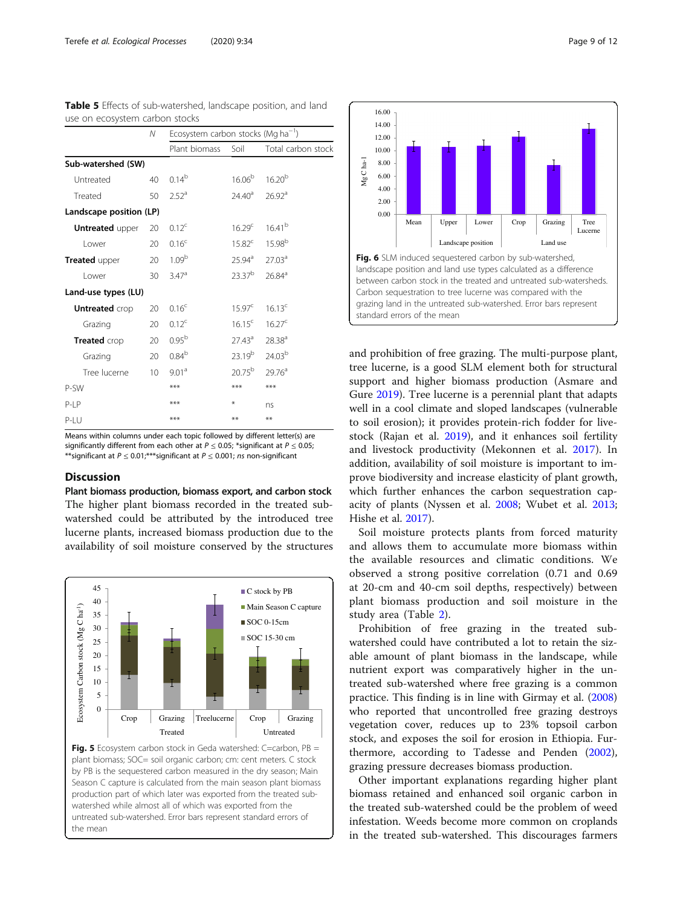**Table 5** Effects of sub-watershed, landscape position, and land use on ecosystem carbon stocks

| | N | Ecosystem carbon stocks (Mg ha$^{-1}$) | | |
|---|---|---|---|---|
| | | Plant biomass | Soil | Total carbon stock |
| **Sub-watershed (SW)** | | | | |
| Untreated | 40 | $0.14^{b}$ | $16.06^{b}$ | $16.20^{b}$ |
| Treated | 50 | $2.52^{a}$ | $24.40^{a}$ | $26.92^{a}$ |
| **Landscape position (LP)** | | | | |
| **Untreated** upper | 20 | $0.12^{c}$ | $16.29^{c}$ | $16.41^{b}$ |
| Lower | 20 | $0.16^{c}$ | $15.82^{c}$ | $15.98^{b}$ |
| **Treated** upper | 20 | $1.09^{b}$ | $25.94^{a}$ | $27.03^{a}$ |
| Lower | 30 | $3.47^{a}$ | $23.37^{b}$ | $26.84^{a}$ |
| **Land-use types (LU)** | | | | |
| **Untreated** crop | 20 | $0.16^{c}$ | $15.97^{c}$ | $16.13^{c}$ |
| Grazing | 20 | $0.12^{c}$ | $16.15^{c}$ | $16.27^{c}$ |
| **Treated** crop | 20 | $0.95^{b}$ | $27.43^{a}$ | $28.38^{a}$ |
| Grazing | 20 | $0.84^{b}$ | $23.19^{b}$ | $24.03^{b}$ |
| Tree lucerne | 10 | $9.01^{a}$ | $20.75^{b}$ | $29.76^{a}$ |
| P-SW | | *** | *** | *** |
| P-LP | | *** | * | ns |
| P-LU | | *** | ** | ** |

Means within columns under each topic followed by different letter(s) are significantly different from each other at $P \le 0.05$; *significant at $P \le 0.05$; **significant at $P \le 0.01$;***significant at $P \le 0.001$; *ns* non-significant

Fig. 5 Ecosystem carbon stock in Geda watershed: C=carbon, PB = plant biomass; SOC= soil organic carbon; cm: cent meters. C stock by PB is the sequestered carbon measured in the dry season; Main Season C capture is calculated from the main season plant biomass production part of which later was exported from the treated sub-watershed while almost all of which was exported from the untreated sub-watershed. Error bars represent standard errors of the mean

## Discussion

### Plant biomass production, biomass export, and carbon stock

The higher plant biomass recorded in the treated sub-watershed could be attributed by the introduced tree lucerne plants, increased biomass production due to the availability of soil moisture conserved by the structures and prohibition of free grazing. The multi-purpose plant, tree lucerne, is a good SLM element both for structural support and higher biomass production (Asmare and Gure 2019). Tree lucerne is a perennial plant that adapts well in a cool climate and sloped landscapes (vulnerable to soil erosion); it provides protein-rich fodder for livestock (Rajan et al. 2019), and it enhances soil fertility and livestock productivity (Mekonnen et al. 2017). In addition, availability of soil moisture is important to improve biodiversity and increase elasticity of plant growth, which further enhances the carbon sequestration capacity of plants (Nyssen et al. 2008; Wubet et al. 2013; Hishe et al. 2017).

Fig. 6 SLM induced sequestered carbon by sub-watershed, landscape position and land use types calculated as a difference between carbon stock in the treated and untreated sub-watersheds. Carbon sequestration to tree lucerne was compared with the grazing land in the untreated sub-watershed. Error bars represent standard errors of the mean

Soil moisture protects plants from forced maturity and allows them to accumulate more biomass within the available resources and climatic conditions. We observed a strong positive correlation (0.71 and 0.69 at 20-cm and 40-cm soil depths, respectively) between plant biomass production and soil moisture in the study area (Table 2).

Prohibition of free grazing in the treated sub-watershed could have contributed a lot to retain the sizable amount of plant biomass in the landscape, while nutrient export was comparatively higher in the untreated sub-watershed where free grazing is a common practice. This finding is in line with Girmay et al. (2008) who reported that uncontrolled free grazing destroys vegetation cover, reduces up to 23% topsoil carbon stock, and exposes the soil for erosion in Ethiopia. Furthermore, according to Tadesse and Penden (2002), grazing pressure decreases biomass production.

Other important explanations regarding higher plant biomass retained and enhanced soil organic carbon in the treated sub-watershed could be the problem of weed infestation. Weeds become more common on croplands in the treated sub-watershed. This discourages farmers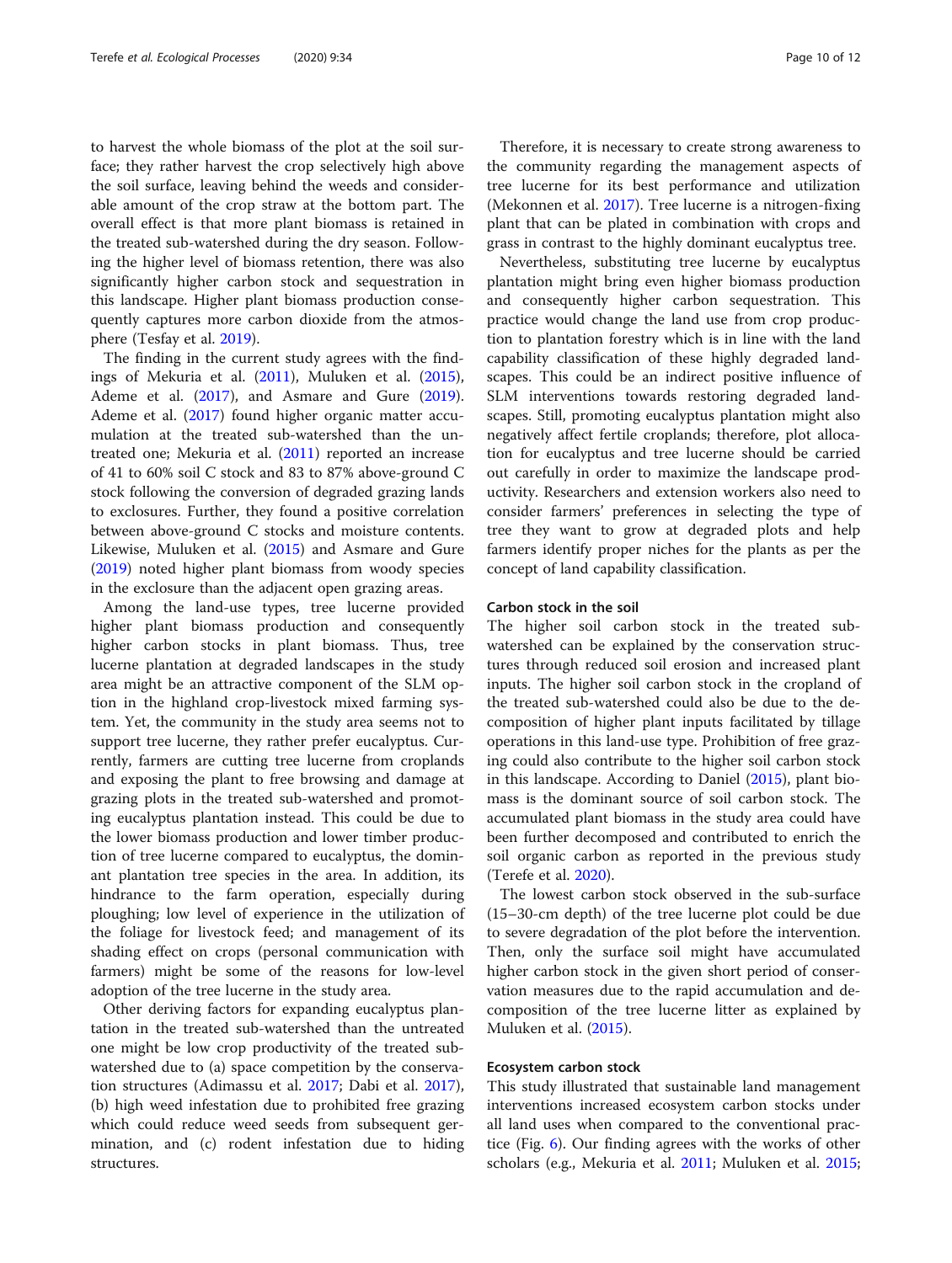to harvest the whole biomass of the plot at the soil surface; they rather harvest the crop selectively high above the soil surface, leaving behind the weeds and considerable amount of the crop straw at the bottom part. The overall effect is that more plant biomass is retained in the treated sub-watershed during the dry season. Following the higher level of biomass retention, there was also significantly higher carbon stock and sequestration in this landscape. Higher plant biomass production consequently captures more carbon dioxide from the atmosphere (Tesfay et al. 2019).

The finding in the current study agrees with the findings of Mekuria et al. (2011), Muluken et al. (2015), Ademe et al. (2017), and Asmare and Gure (2019). Ademe et al. (2017) found higher organic matter accumulation at the treated sub-watershed than the untreated one; Mekuria et al. (2011) reported an increase of 41 to 60% soil C stock and 83 to 87% above-ground C stock following the conversion of degraded grazing lands to exclosures. Further, they found a positive correlation between above-ground C stocks and moisture contents. Likewise, Muluken et al. (2015) and Asmare and Gure (2019) noted higher plant biomass from woody species in the exclosure than the adjacent open grazing areas.

Among the land-use types, tree lucerne provided higher plant biomass production and consequently higher carbon stocks in plant biomass. Thus, tree lucerne plantation at degraded landscapes in the study area might be an attractive component of the SLM option in the highland crop-livestock mixed farming system. Yet, the community in the study area seems not to support tree lucerne, they rather prefer eucalyptus. Currently, farmers are cutting tree lucerne from croplands and exposing the plant to free browsing and damage at grazing plots in the treated sub-watershed and promoting eucalyptus plantation instead. This could be due to the lower biomass production and lower timber production of tree lucerne compared to eucalyptus, the dominant plantation tree species in the area. In addition, its hindrance to the farm operation, especially during ploughing; low level of experience in the utilization of the foliage for livestock feed; and management of its shading effect on crops (personal communication with farmers) might be some of the reasons for low-level adoption of the tree lucerne in the study area.

Other deriving factors for expanding eucalyptus plantation in the treated sub-watershed than the untreated one might be low crop productivity of the treated sub-watershed due to (a) space competition by the conservation structures (Adimassu et al. 2017; Dabi et al. 2017), (b) high weed infestation due to prohibited free grazing which could reduce weed seeds from subsequent germination, and (c) rodent infestation due to hiding structures.

Therefore, it is necessary to create strong awareness to the community regarding the management aspects of tree lucerne for its best performance and utilization (Mekonnen et al. 2017). Tree lucerne is a nitrogen-fixing plant that can be plated in combination with crops and grass in contrast to the highly dominant eucalyptus tree.

Nevertheless, substituting tree lucerne by eucalyptus plantation might bring even higher biomass production and consequently higher carbon sequestration. This practice would change the land use from crop production to plantation forestry which is in line with the land capability classification of these highly degraded landscapes. This could be an indirect positive influence of SLM interventions towards restoring degraded landscapes. Still, promoting eucalyptus plantation might also negatively affect fertile croplands; therefore, plot allocation for eucalyptus and tree lucerne should be carried out carefully in order to maximize the landscape productivity. Researchers and extension workers also need to consider farmers' preferences in selecting the type of tree they want to grow at degraded plots and help farmers identify proper niches for the plants as per the concept of land capability classification.

#### Carbon stock in the soil

The higher soil carbon stock in the treated sub-watershed can be explained by the conservation structures through reduced soil erosion and increased plant inputs. The higher soil carbon stock in the cropland of the treated sub-watershed could also be due to the decomposition of higher plant inputs facilitated by tillage operations in this land-use type. Prohibition of free grazing could also contribute to the higher soil carbon stock in this landscape. According to Daniel (2015), plant biomass is the dominant source of soil carbon stock. The accumulated plant biomass in the study area could have been further decomposed and contributed to enrich the soil organic carbon as reported in the previous study (Terefe et al. 2020).

The lowest carbon stock observed in the sub-surface (15–30-cm depth) of the tree lucerne plot could be due to severe degradation of the plot before the intervention. Then, only the surface soil might have accumulated higher carbon stock in the given short period of conservation measures due to the rapid accumulation and decomposition of the tree lucerne litter as explained by Muluken et al. (2015).

#### Ecosystem carbon stock

This study illustrated that sustainable land management interventions increased ecosystem carbon stocks under all land uses when compared to the conventional practice (Fig. 6). Our finding agrees with the works of other scholars (e.g., Mekuria et al. 2011; Muluken et al. 2015;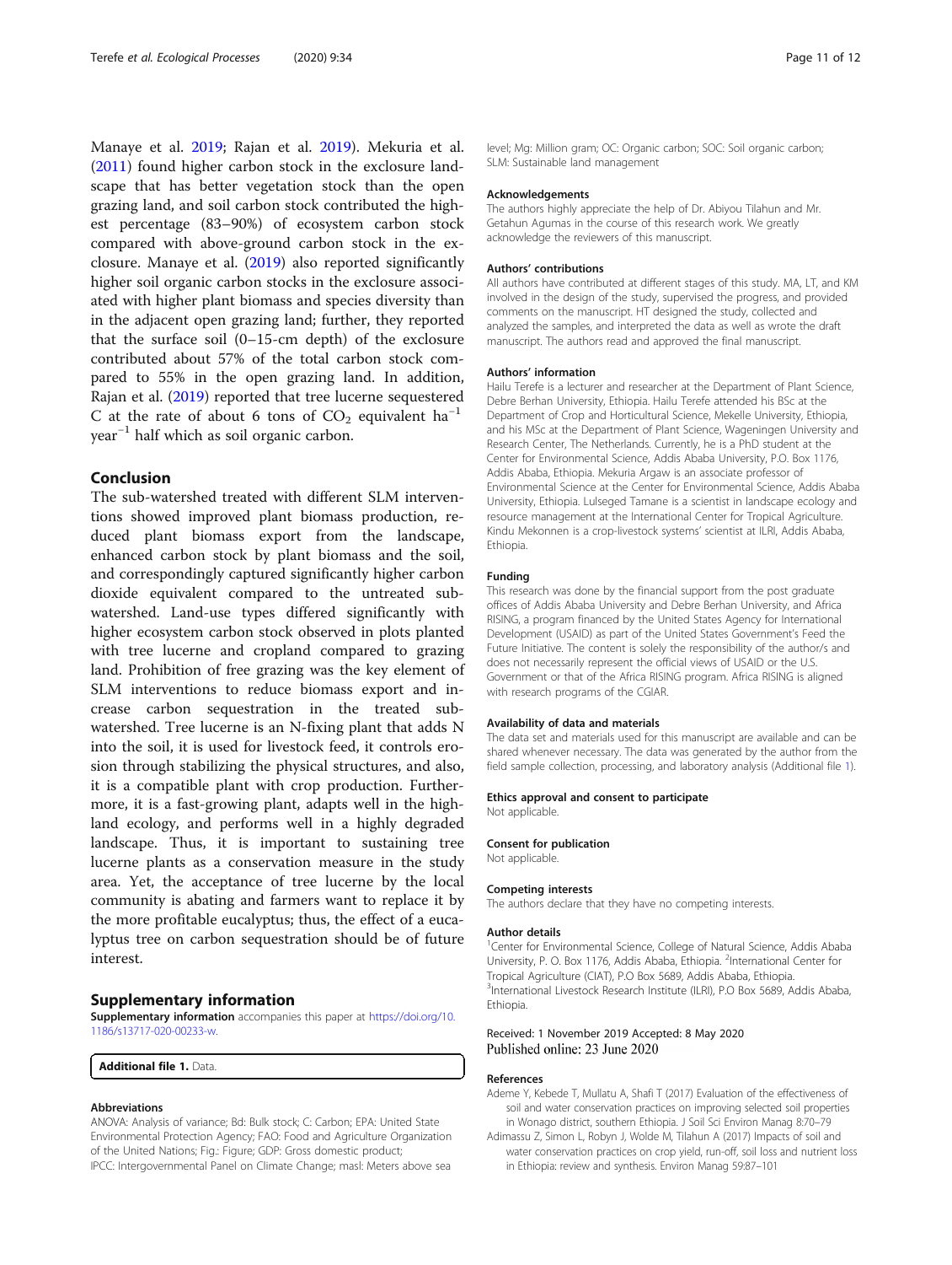Manaye et al. 2019; Rajan et al. 2019). Mekuria et al. (2011) found higher carbon stock in the exclosure landscape that has better vegetation stock than the open grazing land, and soil carbon stock contributed the highest percentage (83–90%) of ecosystem carbon stock compared with above-ground carbon stock in the exclosure. Manaye et al. (2019) also reported significantly higher soil organic carbon stocks in the exclosure associated with higher plant biomass and species diversity than in the adjacent open grazing land; further, they reported that the surface soil (0–15-cm depth) of the exclosure contributed about 57% of the total carbon stock compared to 55% in the open grazing land. In addition, Rajan et al. (2019) reported that tree lucerne sequestered C at the rate of about 6 tons of $CO_2$ equivalent $ha^{-1}$ $year^{-1}$ half which as soil organic carbon.

## Conclusion

The sub-watershed treated with different SLM interventions showed improved plant biomass production, reduced plant biomass export from the landscape, enhanced carbon stock by plant biomass and the soil, and correspondingly captured significantly higher carbon dioxide equivalent compared to the untreated sub-watershed. Land-use types differed significantly with higher ecosystem carbon stock observed in plots planted with tree lucerne and cropland compared to grazing land. Prohibition of free grazing was the key element of SLM interventions to reduce biomass export and increase carbon sequestration in the treated sub-watershed. Tree lucerne is an N-fixing plant that adds N into the soil, it is used for livestock feed, it controls erosion through stabilizing the physical structures, and also, it is a compatible plant with crop production. Furthermore, it is a fast-growing plant, adapts well in the highland ecology, and performs well in a highly degraded landscape. Thus, it is important to sustaining tree lucerne plants as a conservation measure in the study area. Yet, the acceptance of tree lucerne by the local community is abating and farmers want to replace it by the more profitable eucalyptus; thus, the effect of a eucalyptus tree on carbon sequestration should be of future interest.

## Supplementary information

**Supplementary information** accompanies this paper at https://doi.org/10.1186/s13717-020-00233-w.

**Additional file 1.** Data.

### Abbreviations

ANOVA: Analysis of variance; Bd: Bulk stock; C: Carbon; EPA: United State Environmental Protection Agency; FAO: Food and Agriculture Organization of the United Nations; Fig.: Figure; GDP: Gross domestic product; IPCC: Intergovernmental Panel on Climate Change; masl: Meters above sea level; Mg: Million gram; OC: Organic carbon; SOC: Soil organic carbon; SLM: Sustainable land management

### Acknowledgements

The authors highly appreciate the help of Dr. Abiyou Tilahun and Mr. Getahun Agumas in the course of this research work. We greatly acknowledge the reviewers of this manuscript.

### Authors' contributions

All authors have contributed at different stages of this study. MA, LT, and KM involved in the design of the study, supervised the progress, and provided comments on the manuscript. HT designed the study, collected and analyzed the samples, and interpreted the data as well as wrote the draft manuscript. The authors read and approved the final manuscript.

### Authors' information

Hailu Terefe is a lecturer and researcher at the Department of Plant Science, Debre Berhan University, Ethiopia. Hailu Terefe attended his BSc at the Department of Crop and Horticultural Science, Mekelle University, Ethiopia, and his MSc at the Department of Plant Science, Wageningen University and Research Center, The Netherlands. Currently, he is a PhD student at the Center for Environmental Science, Addis Ababa University, P.O. Box 1176, Addis Ababa, Ethiopia. Mekuria Argaw is an associate professor of Environmental Science at the Center for Environmental Science, Addis Ababa University, Ethiopia. Lulseged Tamane is a scientist in landscape ecology and resource management at the International Center for Tropical Agriculture. Kindu Mekonnen is a crop-livestock systems' scientist at ILRI, Addis Ababa, Ethiopia.

### Funding

This research was done by the financial support from the post graduate offices of Addis Ababa University and Debre Berhan University, and Africa RISING, a program financed by the United States Agency for International Development (USAID) as part of the United States Government's Feed the Future Initiative. The content is solely the responsibility of the author/s and does not necessarily represent the official views of USAID or the U.S. Government or that of the Africa RISING program. Africa RISING is aligned with research programs of the CGIAR.

### Availability of data and materials

The data set and materials used for this manuscript are available and can be shared whenever necessary. The data was generated by the author from the field sample collection, processing, and laboratory analysis (Additional file 1).

### Ethics approval and consent to participate

Not applicable.

### Consent for publication

Not applicable.

### Competing interests

The authors declare that they have no competing interests.

### Author details

[1]Center for Environmental Science, College of Natural Science, Addis Ababa University, P. O. Box 1176, Addis Ababa, Ethiopia. [2]International Center for Tropical Agriculture (CIAT), P.O Box 5689, Addis Ababa, Ethiopia. [3]International Livestock Research Institute (ILRI), P.O Box 5689, Addis Ababa, Ethiopia.

Received: 1 November 2019 Accepted: 8 May 2020
Published online: 23 June 2020

### References

Ademe Y, Kebede T, Mullatu A, Shafi T (2017) Evaluation of the effectiveness of soil and water conservation practices on improving selected soil properties in Wonago district, southern Ethiopia. J Soil Sci Environ Manag 8:70–79

Adimassu Z, Simon L, Robyn J, Wolde M, Tilahun A (2017) Impacts of soil and water conservation practices on crop yield, run-off, soil loss and nutrient loss in Ethiopia: review and synthesis. Environ Manag 59:87–101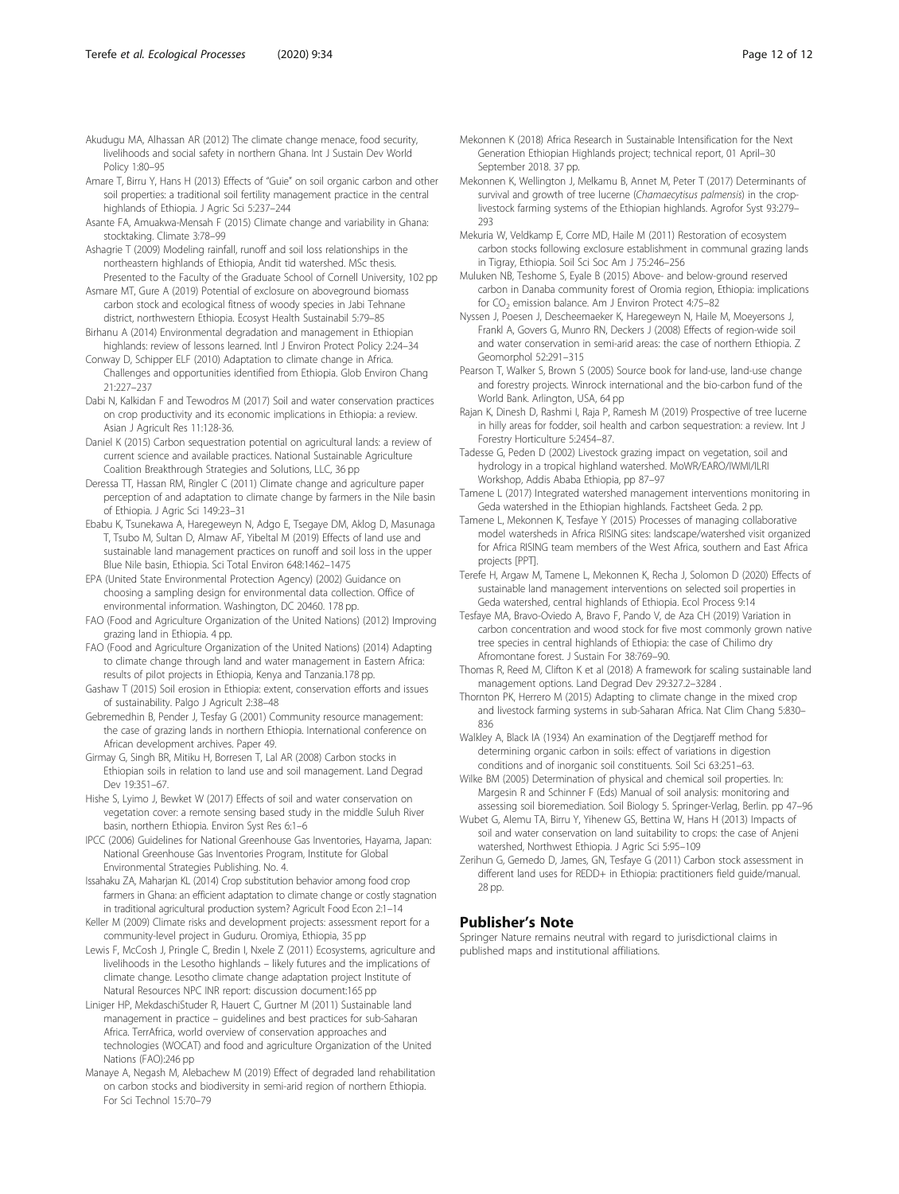Akudugu MA, Alhassan AR (2012) The climate change menace, food security, livelihoods and social safety in northern Ghana. Int J Sustain Dev World Policy 1:80–95

Amare T, Birru Y, Hans H (2013) Effects of "Guie" on soil organic carbon and other soil properties: a traditional soil fertility management practice in the central highlands of Ethiopia. J Agric Sci 5:237–244

Asante FA, Amuakwa-Mensah F (2015) Climate change and variability in Ghana: stocktaking. Climate 3:78–99

Ashagrie T (2009) Modeling rainfall, runoff and soil loss relationships in the northeastern highlands of Ethiopia, Andit tid watershed. MSc thesis. Presented to the Faculty of the Graduate School of Cornell University, 102 pp

Asmare MT, Gure A (2019) Potential of exclosure on aboveground biomass carbon stock and ecological fitness of woody species in Jabi Tehnane district, northwestern Ethiopia. Ecosyst Health Sustainabil 5:79–85

Birhanu A (2014) Environmental degradation and management in Ethiopian highlands: review of lessons learned. Intl J Environ Protect Policy 2:24–34

Conway D, Schipper ELF (2010) Adaptation to climate change in Africa. Challenges and opportunities identified from Ethiopia. Glob Environ Chang 21:227–237

Dabi N, Kalkidan F and Tewodros M (2017) Soil and water conservation practices on crop productivity and its economic implications in Ethiopia: a review. Asian J Agricult Res 11:128-36.

Daniel K (2015) Carbon sequestration potential on agricultural lands: a review of current science and available practices. National Sustainable Agriculture Coalition Breakthrough Strategies and Solutions, LLC, 36 pp

Deressa TT, Hassan RM, Ringler C (2011) Climate change and agriculture paper perception of and adaptation to climate change by farmers in the Nile basin of Ethiopia. J Agric Sci 149:23–31

Ebabu K, Tsunekawa A, Haregeweyn N, Adgo E, Tsegaye DM, Aklog D, Masunaga T, Tsubo M, Sultan D, Almaw AF, Yibeltal M (2019) Effects of land use and sustainable land management practices on runoff and soil loss in the upper Blue Nile basin, Ethiopia. Sci Total Environ 648:1462–1475

EPA (United State Environmental Protection Agency) (2002) Guidance on choosing a sampling design for environmental data collection. Office of environmental information. Washington, DC 20460. 178 pp.

FAO (Food and Agriculture Organization of the United Nations) (2012) Improving grazing land in Ethiopia. 4 pp.

FAO (Food and Agriculture Organization of the United Nations) (2014) Adapting to climate change through land and water management in Eastern Africa: results of pilot projects in Ethiopia, Kenya and Tanzania.178 pp.

Gashaw T (2015) Soil erosion in Ethiopia: extent, conservation efforts and issues of sustainability. Palgo J Agricult 2:38–48

Gebremedhin B, Pender J, Tesfay G (2001) Community resource management: the case of grazing lands in northern Ethiopia. International conference on African development archives. Paper 49.

Girmay G, Singh BR, Mitiku H, Borresen T, Lal AR (2008) Carbon stocks in Ethiopian soils in relation to land use and soil management. Land Degrad Dev 19:351–67.

Hishe S, Lyimo J, Bewket W (2017) Effects of soil and water conservation on vegetation cover: a remote sensing based study in the middle Suluh River basin, northern Ethiopia. Environ Syst Res 6:1–6

IPCC (2006) Guidelines for National Greenhouse Gas Inventories, Hayama, Japan: National Greenhouse Gas Inventories Program, Institute for Global Environmental Strategies Publishing. No. 4.

Issahaku ZA, Maharjan KL (2014) Crop substitution behavior among food crop farmers in Ghana: an efficient adaptation to climate change or costly stagnation in traditional agricultural production system? Agricult Food Econ 2:1–14

Keller M (2009) Climate risks and development projects: assessment report for a community-level project in Guduru. Oromiya, Ethiopia, 35 pp

Lewis F, McCosh J, Pringle C, Bredin I, Nxele Z (2011) Ecosystems, agriculture and livelihoods in the Lesotho highlands – likely futures and the implications of climate change. Lesotho climate change adaptation project Institute of Natural Resources NPC INR report: discussion document:165 pp

Liniger HP, MekdaschiStuder R, Hauert C, Gurtner M (2011) Sustainable land management in practice – guidelines and best practices for sub-Saharan Africa. TerrAfrica, world overview of conservation approaches and technologies (WOCAT) and food and agriculture Organization of the United Nations (FAO):246 pp

Manaye A, Negash M, Alebachew M (2019) Effect of degraded land rehabilitation on carbon stocks and biodiversity in semi-arid region of northern Ethiopia. For Sci Technol 15:70–79

Mekonnen K (2018) Africa Research in Sustainable Intensification for the Next Generation Ethiopian Highlands project; technical report, 01 April–30 September 2018. 37 pp.

Mekonnen K, Wellington J, Melkamu B, Annet M, Peter T (2017) Determinants of survival and growth of tree lucerne (*Chamaecytisus palmensis*) in the crop-livestock farming systems of the Ethiopian highlands. Agrofor Syst 93:279–293

Mekuria W, Veldkamp E, Corre MD, Haile M (2011) Restoration of ecosystem carbon stocks following exclosure establishment in communal grazing lands in Tigray, Ethiopia. Soil Sci Soc Am J 75:246–256

Muluken NB, Teshome S, Eyale B (2015) Above- and below-ground reserved carbon in Danaba community forest of Oromia region, Ethiopia: implications for $CO_2$ emission balance. Am J Environ Protect 4:75–82

Nyssen J, Poesen J, Descheemaeker K, Haregeweyn N, Haile M, Moeyersons J, Frankl A, Govers G, Munro RN, Deckers J (2008) Effects of region-wide soil and water conservation in semi-arid areas: the case of northern Ethiopia. Z Geomorphol 52:291–315

Pearson T, Walker S, Brown S (2005) Source book for land-use, land-use change and forestry projects. Winrock international and the bio-carbon fund of the World Bank. Arlington, USA, 64 pp

Rajan K, Dinesh D, Rashmi I, Raja P, Ramesh M (2019) Prospective of tree lucerne in hilly areas for fodder, soil health and carbon sequestration: a review. Int J Forestry Horticulture 5:2454–87.

Tadesse G, Peden D (2002) Livestock grazing impact on vegetation, soil and hydrology in a tropical highland watershed. MoWR/EARO/IWMI/ILRI Workshop, Addis Ababa Ethiopia, pp 87–97

Tamene L (2017) Integrated watershed management interventions monitoring in Geda watershed in the Ethiopian highlands. Factsheet Geda. 2 pp.

Tamene L, Mekonnen K, Tesfay Y (2015) Processes of managing collaborative model watersheds in Africa RISING sites: landscape/watershed visit organized for Africa RISING team members of the West Africa, southern and East Africa projects [PPT].

Terefe H, Argaw M, Tamene L, Mekonnen K, Recha J, Solomon D (2020) Effects of sustainable land management interventions on selected soil properties in Geda watershed, central highlands of Ethiopia. Ecol Process 9:14

Tesfaye MA, Bravo-Oviedo A, Bravo F, Pando V, de Aza CH (2019) Variation in carbon concentration and wood stock for five most commonly grown native tree species in central highlands of Ethiopia: the case of Chilimo dry Afromontane forest. J Sustain For 38:769–90.

Thomas R, Reed M, Clifton K et al (2018) A framework for scaling sustainable land management options. Land Degrad Dev 29:327.2–3284 .

Thornton PK, Herrero M (2015) Adapting to climate change in the mixed crop and livestock farming systems in sub-Saharan Africa. Nat Clim Chang 5:830–836

Walkley A, Black IA (1934) An examination of the Degtjareff method for determining organic carbon in soils: effect of variations in digestion conditions and of inorganic soil constituents. Soil Sci 63:251–63.

Wilke BM (2005) Determination of physical and chemical soil properties. In: Margesin R and Schinner F (Eds) Manual of soil analysis: monitoring and assessing soil bioremediation. Soil Biology 5. Springer-Verlag, Berlin. pp 47–96

Wubet G, Alemu TA, Birru Y, Yihenew GS, Bettina W, Hans H (2013) Impacts of soil and water conservation on land suitability to crops: the case of Anjeni watershed, Northwest Ethiopia. J Agric Sci 5:95–109

Zerihun G, Gemedo D, James, GN, Tesfaye G (2011) Carbon stock assessment in different land uses for REDD+ in Ethiopia: practitioners field guide/manual. 28 pp.

## Publisher's Note

Springer Nature remains neutral with regard to jurisdictional claims in published maps and institutional affiliations.